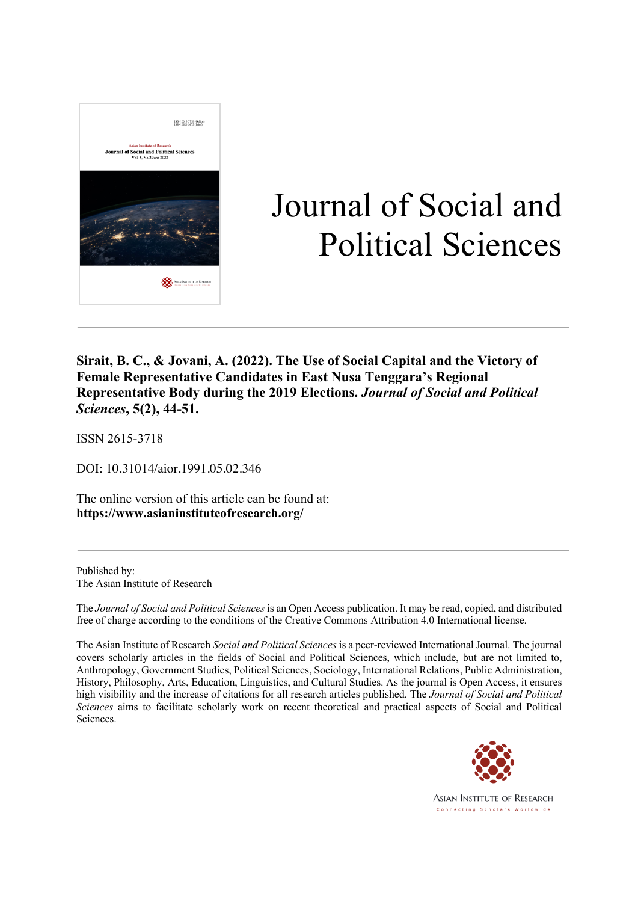# Journal of Social and Political Sciences

**Sirait, B. C., & Jovani, A. (2022). The Use of Social Capital and the Victory of Female Representative Candidates in East Nusa Tenggara's Regional Representative Body during the 2019 Elections. *Journal of Social and Political Sciences*, 5(2), 44-51.**

ISSN 2615-3718

DOI: 10.31014/aior.1991.05.02.346

The online version of this article can be found at:
**https://www.asianinstituteofresearch.org/**

Published by:
The Asian Institute of Research

The *Journal of Social and Political Sciences* is an Open Access publication. It may be read, copied, and distributed free of charge according to the conditions of the Creative Commons Attribution 4.0 International license.

The Asian Institute of Research *Social and Political Sciences* is a peer-reviewed International Journal. The journal covers scholarly articles in the fields of Social and Political Sciences, which include, but are not limited to, Anthropology, Government Studies, Political Sciences, Sociology, International Relations, Public Administration, History, Philosophy, Arts, Education, Linguistics, and Cultural Studies. As the journal is Open Access, it ensures high visibility and the increase of citations for all research articles published. The *Journal of Social and Political Sciences* aims to facilitate scholarly work on recent theoretical and practical aspects of Social and Political Sciences.

Asian Institute of Research
Connecting Scholars Worldwide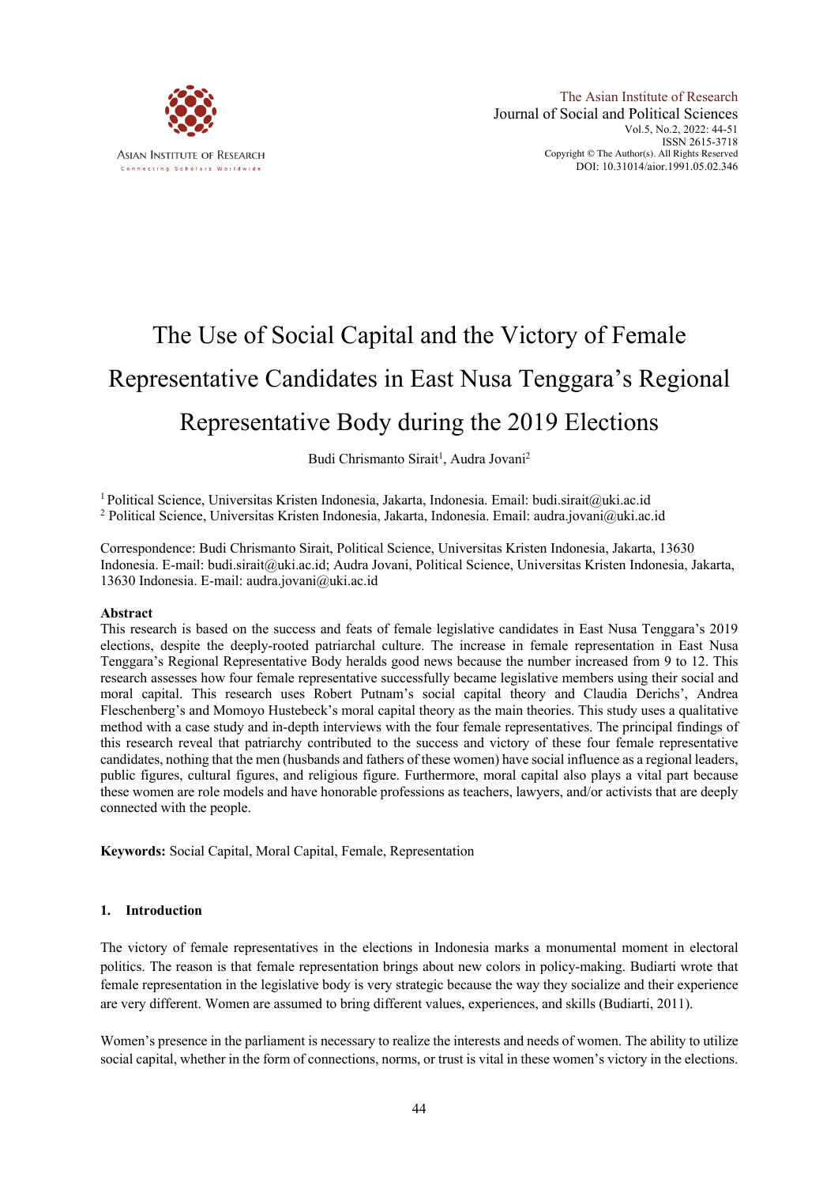# The Use of Social Capital and the Victory of Female Representative Candidates in East Nusa Tenggara's Regional Representative Body during the 2019 Elections

Budi Chrismanto Sirait[1], Audra Jovani[2]

[1] Political Science, Universitas Kristen Indonesia, Jakarta, Indonesia. Email: budi.sirait@uki.ac.id
[2] Political Science, Universitas Kristen Indonesia, Jakarta, Indonesia. Email: audra.jovani@uki.ac.id

Correspondence: Budi Chrismanto Sirait, Political Science, Universitas Kristen Indonesia, Jakarta, 13630 Indonesia. E-mail: budi.sirait@uki.ac.id; Audra Jovani, Political Science, Universitas Kristen Indonesia, Jakarta, 13630 Indonesia. E-mail: audra.jovani@uki.ac.id

## Abstract

This research is based on the success and feats of female legislative candidates in East Nusa Tenggara's 2019 elections, despite the deeply-rooted patriarchal culture. The increase in female representation in East Nusa Tenggara's Regional Representative Body heralds good news because the number increased from 9 to 12. This research assesses how four female representative successfully became legislative members using their social and moral capital. This research uses Robert Putnam's social capital theory and Claudia Derichs', Andrea Fleschenberg's and Momoyo Hustebeck's moral capital theory as the main theories. This study uses a qualitative method with a case study and in-depth interviews with the four female representatives. The principal findings of this research reveal that patriarchy contributed to the success and victory of these four female representative candidates, nothing that the men (husbands and fathers of these women) have social influence as a regional leaders, public figures, cultural figures, and religious figure. Furthermore, moral capital also plays a vital part because these women are role models and have honorable professions as teachers, lawyers, and/or activists that are deeply connected with the people.

**Keywords:** Social Capital, Moral Capital, Female, Representation

## 1. Introduction

The victory of female representatives in the elections in Indonesia marks a monumental moment in electoral politics. The reason is that female representation brings about new colors in policy-making. Budiarti wrote that female representation in the legislative body is very strategic because the way they socialize and their experience are very different. Women are assumed to bring different values, experiences, and skills (Budiarti, 2011).

Women's presence in the parliament is necessary to realize the interests and needs of women. The ability to utilize social capital, whether in the form of connections, norms, or trust is vital in these women's victory in the elections.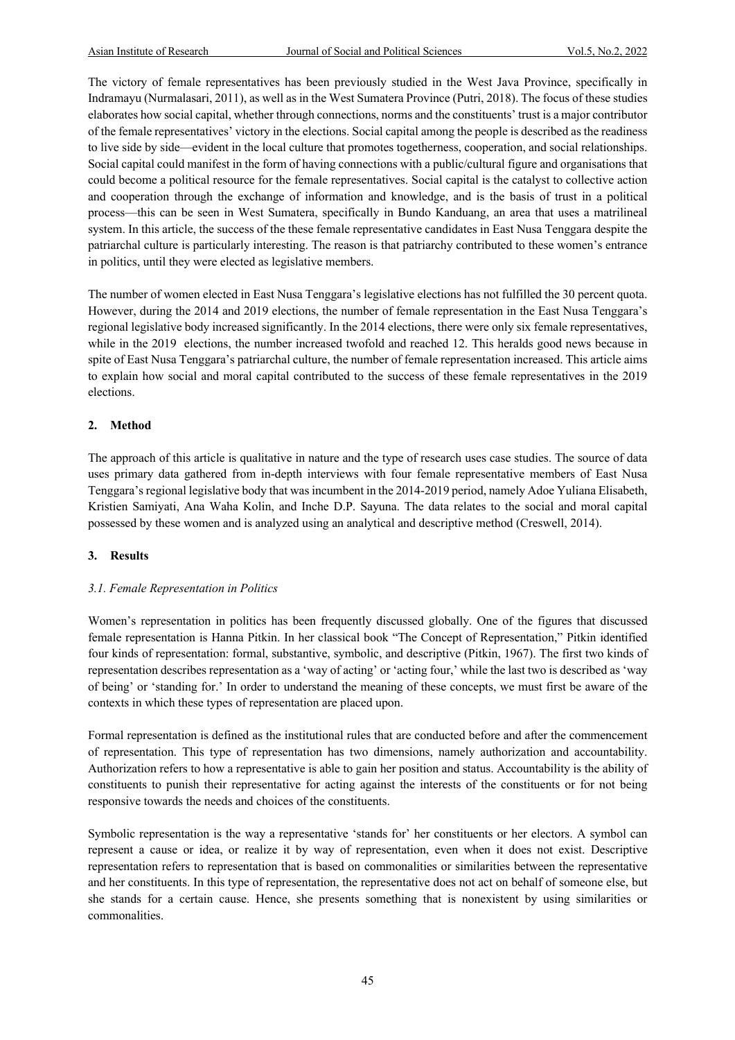The victory of female representatives has been previously studied in the West Java Province, specifically in Indramayu (Nurmalasari, 2011), as well as in the West Sumatera Province (Putri, 2018). The focus of these studies elaborates how social capital, whether through connections, norms and the constituents' trust is a major contributor of the female representatives' victory in the elections. Social capital among the people is described as the readiness to live side by side—evident in the local culture that promotes togetherness, cooperation, and social relationships. Social capital could manifest in the form of having connections with a public/cultural figure and organisations that could become a political resource for the female representatives. Social capital is the catalyst to collective action and cooperation through the exchange of information and knowledge, and is the basis of trust in a political process—this can be seen in West Sumatera, specifically in Bundo Kanduang, an area that uses a matrilineal system. In this article, the success of the these female representative candidates in East Nusa Tenggara despite the patriarchal culture is particularly interesting. The reason is that patriarchy contributed to these women's entrance in politics, until they were elected as legislative members.

The number of women elected in East Nusa Tenggara's legislative elections has not fulfilled the 30 percent quota. However, during the 2014 and 2019 elections, the number of female representation in the East Nusa Tenggara's regional legislative body increased significantly. In the 2014 elections, there were only six female representatives, while in the 2019 elections, the number increased twofold and reached 12. This heralds good news because in spite of East Nusa Tenggara's patriarchal culture, the number of female representation increased. This article aims to explain how social and moral capital contributed to the success of these female representatives in the 2019 elections.

## 2. Method

The approach of this article is qualitative in nature and the type of research uses case studies. The source of data uses primary data gathered from in-depth interviews with four female representative members of East Nusa Tenggara's regional legislative body that was incumbent in the 2014-2019 period, namely Adoe Yuliana Elisabeth, Kristien Samiyati, Ana Waha Kolin, and Inche D.P. Sayuna. The data relates to the social and moral capital possessed by these women and is analyzed using an analytical and descriptive method (Creswell, 2014).

## 3. Results

### *3.1. Female Representation in Politics*

Women's representation in politics has been frequently discussed globally. One of the figures that discussed female representation is Hanna Pitkin. In her classical book "The Concept of Representation," Pitkin identified four kinds of representation: formal, substantive, symbolic, and descriptive (Pitkin, 1967). The first two kinds of representation describes representation as a 'way of acting' or 'acting four,' while the last two is described as 'way of being' or 'standing for.' In order to understand the meaning of these concepts, we must first be aware of the contexts in which these types of representation are placed upon.

Formal representation is defined as the institutional rules that are conducted before and after the commencement of representation. This type of representation has two dimensions, namely authorization and accountability. Authorization refers to how a representative is able to gain her position and status. Accountability is the ability of constituents to punish their representative for acting against the interests of the constituents or for not being responsive towards the needs and choices of the constituents.

Symbolic representation is the way a representative 'stands for' her constituents or her electors. A symbol can represent a cause or idea, or realize it by way of representation, even when it does not exist. Descriptive representation refers to representation that is based on commonalities or similarities between the representative and her constituents. In this type of representation, the representative does not act on behalf of someone else, but she stands for a certain cause. Hence, she presents something that is nonexistent by using similarities or commonalities.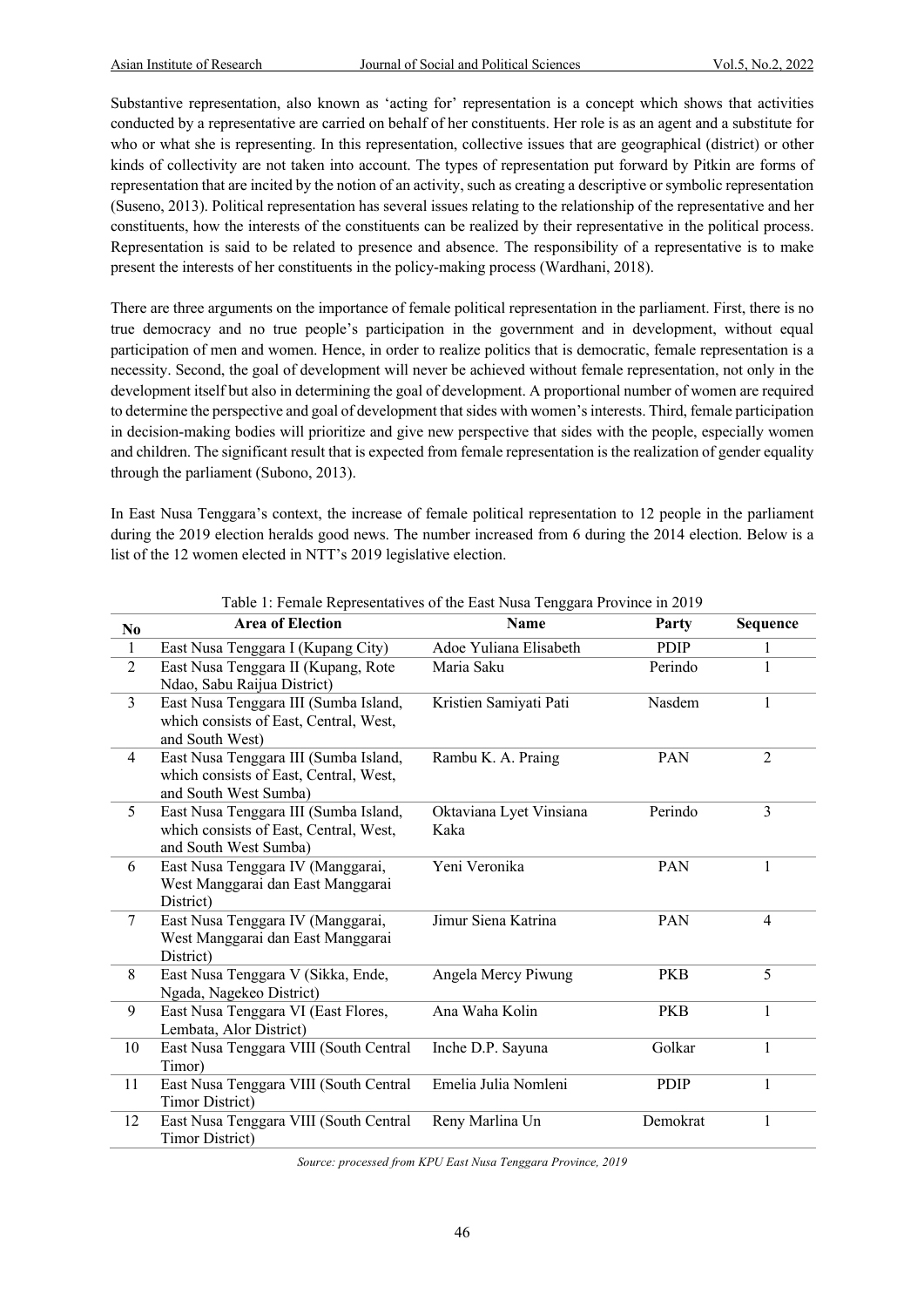Substantive representation, also known as 'acting for' representation is a concept which shows that activities conducted by a representative are carried on behalf of her constituents. Her role is as an agent and a substitute for who or what she is representing. In this representation, collective issues that are geographical (district) or other kinds of collectivity are not taken into account. The types of representation put forward by Pitkin are forms of representation that are incited by the notion of an activity, such as creating a descriptive or symbolic representation (Suseno, 2013). Political representation has several issues relating to the relationship of the representative and her constituents, how the interests of the constituents can be realized by their representative in the political process. Representation is said to be related to presence and absence. The responsibility of a representative is to make present the interests of her constituents in the policy-making process (Wardhani, 2018).

There are three arguments on the importance of female political representation in the parliament. First, there is no true democracy and no true people's participation in the government and in development, without equal participation of men and women. Hence, in order to realize politics that is democratic, female representation is a necessity. Second, the goal of development will never be achieved without female representation, not only in the development itself but also in determining the goal of development. A proportional number of women are required to determine the perspective and goal of development that sides with women's interests. Third, female participation in decision-making bodies will prioritize and give new perspective that sides with the people, especially women and children. The significant result that is expected from female representation is the realization of gender equality through the parliament (Subono, 2013).

In East Nusa Tenggara's context, the increase of female political representation to 12 people in the parliament during the 2019 election heralds good news. The number increased from 6 during the 2014 election. Below is a list of the 12 women elected in NTT's 2019 legislative election.

Table 1: Female Representatives of the East Nusa Tenggara Province in 2019

| No | Area of Election | Name | Party | Sequence |
|---|---|---|---|---|
| 1 | East Nusa Tenggara I (Kupang City) | Adoe Yuliana Elisabeth | PDIP | 1 |
| 2 | East Nusa Tenggara II (Kupang, Rote Ndao, Sabu Raijua District) | Maria Saku | Perindo | 1 |
| 3 | East Nusa Tenggara III (Sumba Island, which consists of East, Central, West, and South West) | Kristien Samiyati Pati | Nasdem | 1 |
| 4 | East Nusa Tenggara III (Sumba Island, which consists of East, Central, West, and South West Sumba) | Rambu K. A. Praing | PAN | 2 |
| 5 | East Nusa Tenggara III (Sumba Island, which consists of East, Central, West, and South West Sumba) | Oktaviana Lyet Vinsiana Kaka | Perindo | 3 |
| 6 | East Nusa Tenggara IV (Manggarai, West Manggarai dan East Manggarai District) | Yeni Veronika | PAN | 1 |
| 7 | East Nusa Tenggara IV (Manggarai, West Manggarai dan East Manggarai District) | Jimur Siena Katrina | PAN | 4 |
| 8 | East Nusa Tenggara V (Sikka, Ende, Ngada, Nagekeo District) | Angela Mercy Piwung | PKB | 5 |
| 9 | East Nusa Tenggara VI (East Flores, Lembata, Alor District) | Ana Waha Kolin | PKB | 1 |
| 10 | East Nusa Tenggara VIII (South Central Timor) | Inche D.P. Sayuna | Golkar | 1 |
| 11 | East Nusa Tenggara VIII (South Central Timor District) | Emelia Julia Nomleni | PDIP | 1 |
| 12 | East Nusa Tenggara VIII (South Central Timor District) | Reny Marlina Un | Demokrat | 1 |

*Source: processed from KPU East Nusa Tenggara Province, 2019*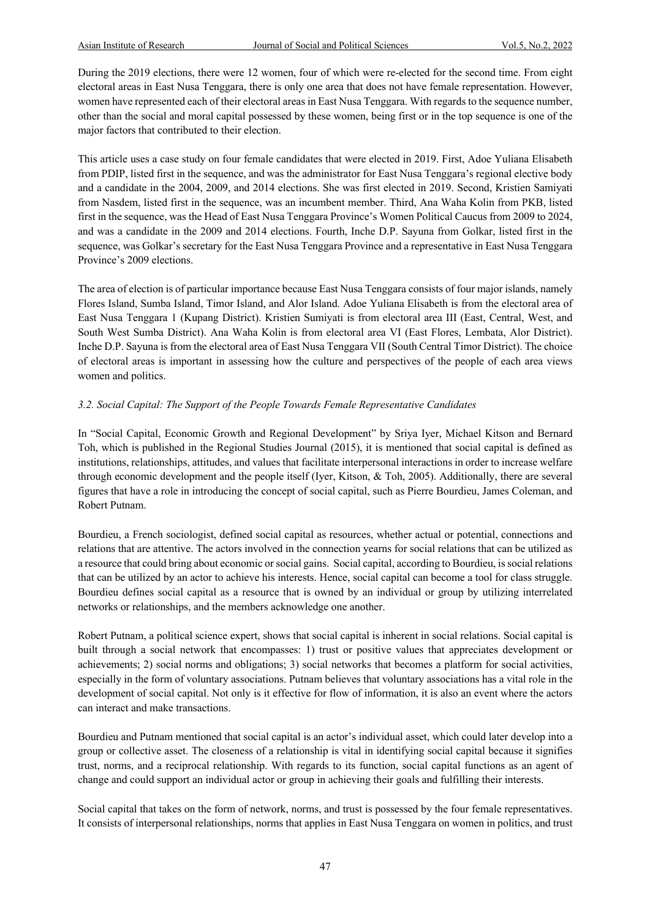During the 2019 elections, there were 12 women, four of which were re-elected for the second time. From eight electoral areas in East Nusa Tenggara, there is only one area that does not have female representation. However, women have represented each of their electoral areas in East Nusa Tenggara. With regards to the sequence number, other than the social and moral capital possessed by these women, being first or in the top sequence is one of the major factors that contributed to their election.

This article uses a case study on four female candidates that were elected in 2019. First, Adoe Yuliana Elisabeth from PDIP, listed first in the sequence, and was the administrator for East Nusa Tenggara's regional elective body and a candidate in the 2004, 2009, and 2014 elections. She was first elected in 2019. Second, Kristien Samiyati from Nasdem, listed first in the sequence, was an incumbent member. Third, Ana Waha Kolin from PKB, listed first in the sequence, was the Head of East Nusa Tenggara Province's Women Political Caucus from 2009 to 2024, and was a candidate in the 2009 and 2014 elections. Fourth, Inche D.P. Sayuna from Golkar, listed first in the sequence, was Golkar's secretary for the East Nusa Tenggara Province and a representative in East Nusa Tenggara Province's 2009 elections.

The area of election is of particular importance because East Nusa Tenggara consists of four major islands, namely Flores Island, Sumba Island, Timor Island, and Alor Island. Adoe Yuliana Elisabeth is from the electoral area of East Nusa Tenggara 1 (Kupang District). Kristien Sumiyati is from electoral area III (East, Central, West, and South West Sumba District). Ana Waha Kolin is from electoral area VI (East Flores, Lembata, Alor District). Inche D.P. Sayuna is from the electoral area of East Nusa Tenggara VII (South Central Timor District). The choice of electoral areas is important in assessing how the culture and perspectives of the people of each area views women and politics.

### *3.2. Social Capital: The Support of the People Towards Female Representative Candidates*

In "Social Capital, Economic Growth and Regional Development" by Sriya Iyer, Michael Kitson and Bernard Toh, which is published in the Regional Studies Journal (2015), it is mentioned that social capital is defined as institutions, relationships, attitudes, and values that facilitate interpersonal interactions in order to increase welfare through economic development and the people itself (Iyer, Kitson, & Toh, 2005). Additionally, there are several figures that have a role in introducing the concept of social capital, such as Pierre Bourdieu, James Coleman, and Robert Putnam.

Bourdieu, a French sociologist, defined social capital as resources, whether actual or potential, connections and relations that are attentive. The actors involved in the connection yearns for social relations that can be utilized as a resource that could bring about economic or social gains. Social capital, according to Bourdieu, is social relations that can be utilized by an actor to achieve his interests. Hence, social capital can become a tool for class struggle. Bourdieu defines social capital as a resource that is owned by an individual or group by utilizing interrelated networks or relationships, and the members acknowledge one another.

Robert Putnam, a political science expert, shows that social capital is inherent in social relations. Social capital is built through a social network that encompasses: 1) trust or positive values that appreciates development or achievements; 2) social norms and obligations; 3) social networks that becomes a platform for social activities, especially in the form of voluntary associations. Putnam believes that voluntary associations has a vital role in the development of social capital. Not only is it effective for flow of information, it is also an event where the actors can interact and make transactions.

Bourdieu and Putnam mentioned that social capital is an actor's individual asset, which could later develop into a group or collective asset. The closeness of a relationship is vital in identifying social capital because it signifies trust, norms, and a reciprocal relationship. With regards to its function, social capital functions as an agent of change and could support an individual actor or group in achieving their goals and fulfilling their interests.

Social capital that takes on the form of network, norms, and trust is possessed by the four female representatives. It consists of interpersonal relationships, norms that applies in East Nusa Tenggara on women in politics, and trust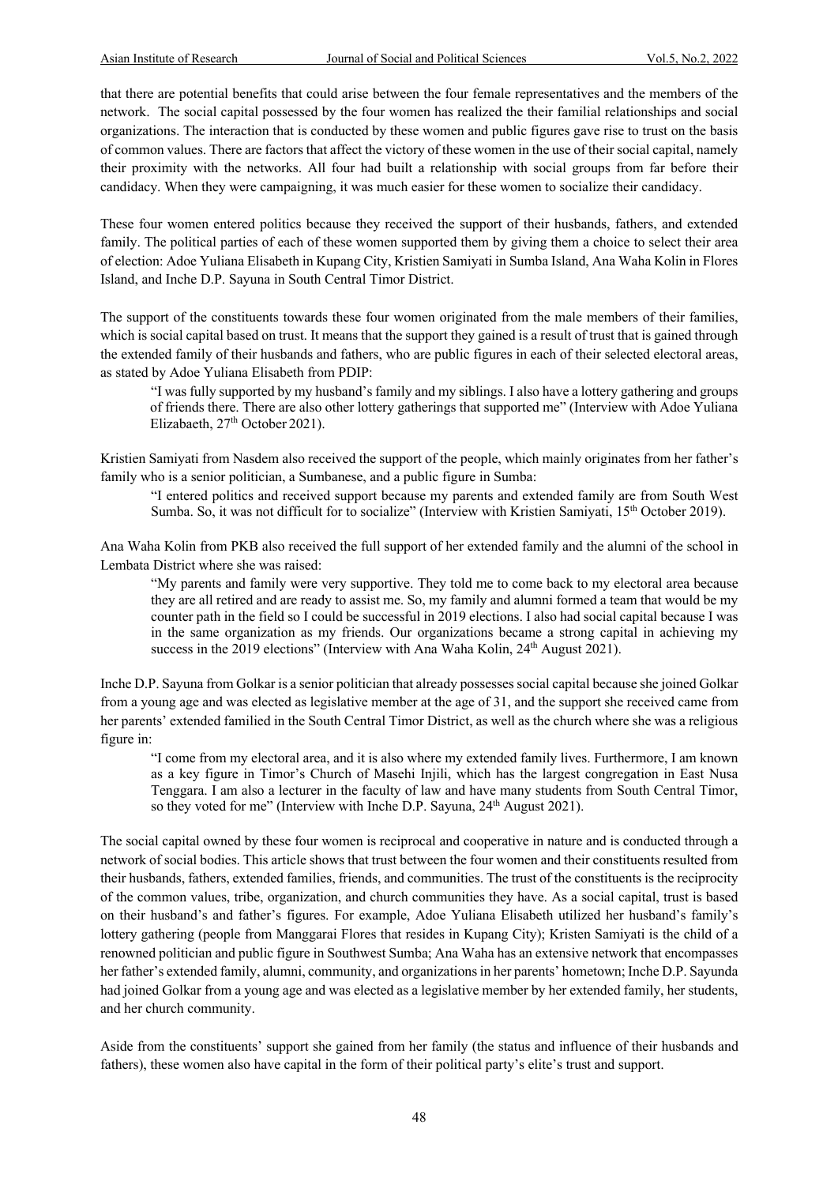that there are potential benefits that could arise between the four female representatives and the members of the network. The social capital possessed by the four women has realized the their familial relationships and social organizations. The interaction that is conducted by these women and public figures gave rise to trust on the basis of common values. There are factors that affect the victory of these women in the use of their social capital, namely their proximity with the networks. All four had built a relationship with social groups from far before their candidacy. When they were campaigning, it was much easier for these women to socialize their candidacy.

These four women entered politics because they received the support of their husbands, fathers, and extended family. The political parties of each of these women supported them by giving them a choice to select their area of election: Adoe Yuliana Elisabeth in Kupang City, Kristien Samiyati in Sumba Island, Ana Waha Kolin in Flores Island, and Inche D.P. Sayuna in South Central Timor District.

The support of the constituents towards these four women originated from the male members of their families, which is social capital based on trust. It means that the support they gained is a result of trust that is gained through the extended family of their husbands and fathers, who are public figures in each of their selected electoral areas, as stated by Adoe Yuliana Elisabeth from PDIP:

> "I was fully supported by my husband's family and my siblings. I also have a lottery gathering and groups of friends there. There are also other lottery gatherings that supported me" (Interview with Adoe Yuliana Elizabaeth, 27th October 2021).

Kristien Samiyati from Nasdem also received the support of the people, which mainly originates from her father's family who is a senior politician, a Sumbanese, and a public figure in Sumba:

> "I entered politics and received support because my parents and extended family are from South West Sumba. So, it was not difficult for to socialize" (Interview with Kristien Samiyati, 15th October 2019).

Ana Waha Kolin from PKB also received the full support of her extended family and the alumni of the school in Lembata District where she was raised:

> "My parents and family were very supportive. They told me to come back to my electoral area because they are all retired and are ready to assist me. So, my family and alumni formed a team that would be my counter path in the field so I could be successful in 2019 elections. I also had social capital because I was in the same organization as my friends. Our organizations became a strong capital in achieving my success in the 2019 elections" (Interview with Ana Waha Kolin, 24th August 2021).

Inche D.P. Sayuna from Golkar is a senior politician that already possesses social capital because she joined Golkar from a young age and was elected as legislative member at the age of 31, and the support she received came from her parents' extended familied in the South Central Timor District, as well as the church where she was a religious figure in:

> "I come from my electoral area, and it is also where my extended family lives. Furthermore, I am known as a key figure in Timor's Church of Masehi Injili, which has the largest congregation in East Nusa Tenggara. I am also a lecturer in the faculty of law and have many students from South Central Timor, so they voted for me" (Interview with Inche D.P. Sayuna, 24th August 2021).

The social capital owned by these four women is reciprocal and cooperative in nature and is conducted through a network of social bodies. This article shows that trust between the four women and their constituents resulted from their husbands, fathers, extended families, friends, and communities. The trust of the constituents is the reciprocity of the common values, tribe, organization, and church communities they have. As a social capital, trust is based on their husband's and father's figures. For example, Adoe Yuliana Elisabeth utilized her husband's family's lottery gathering (people from Manggarai Flores that resides in Kupang City); Kristen Samiyati is the child of a renowned politician and public figure in Southwest Sumba; Ana Waha has an extensive network that encompasses her father's extended family, alumni, community, and organizations in her parents' hometown; Inche D.P. Sayunda had joined Golkar from a young age and was elected as a legislative member by her extended family, her students, and her church community.

Aside from the constituents' support she gained from her family (the status and influence of their husbands and fathers), these women also have capital in the form of their political party's elite's trust and support.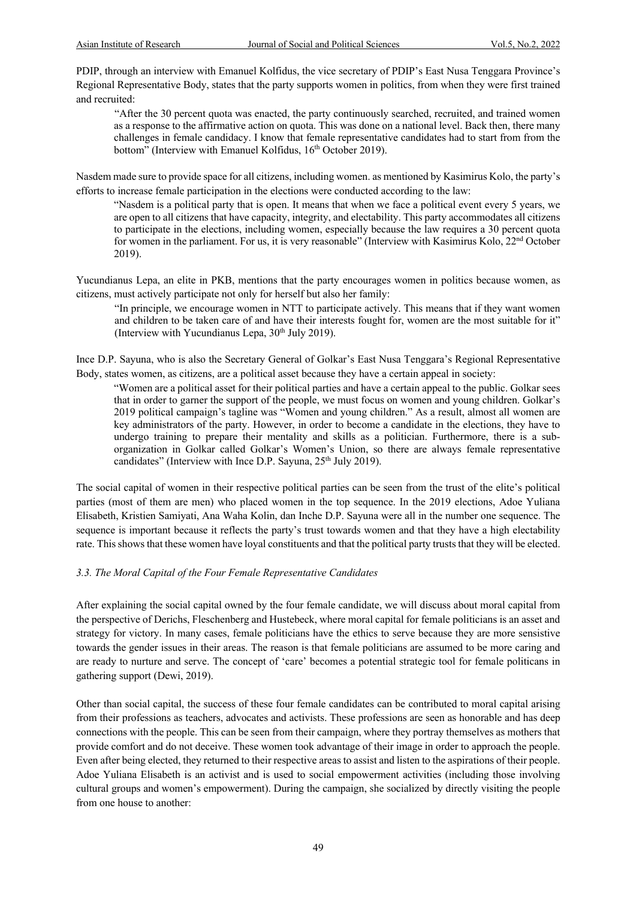PDIP, through an interview with Emanuel Kolfidus, the vice secretary of PDIP's East Nusa Tenggara Province's Regional Representative Body, states that the party supports women in politics, from when they were first trained and recruited:

> "After the 30 percent quota was enacted, the party continuously searched, recruited, and trained women as a response to the affirmative action on quota. This was done on a national level. Back then, there many challenges in female candidacy. I know that female representative candidates had to start from from the bottom" (Interview with Emanuel Kolfidus, 16th October 2019).

Nasdem made sure to provide space for all citizens, including women. as mentioned by Kasimirus Kolo, the party's efforts to increase female participation in the elections were conducted according to the law:

> "Nasdem is a political party that is open. It means that when we face a political event every 5 years, we are open to all citizens that have capacity, integrity, and electability. This party accommodates all citizens to participate in the elections, including women, especially because the law requires a 30 percent quota for women in the parliament. For us, it is very reasonable" (Interview with Kasimirus Kolo, 22nd October 2019).

Yucundianus Lepa, an elite in PKB, mentions that the party encourages women in politics because women, as citizens, must actively participate not only for herself but also her family:

> "In principle, we encourage women in NTT to participate actively. This means that if they want women and children to be taken care of and have their interests fought for, women are the most suitable for it" (Interview with Yucundianus Lepa, 30th July 2019).

Ince D.P. Sayuna, who is also the Secretary General of Golkar's East Nusa Tenggara's Regional Representative Body, states women, as citizens, are a political asset because they have a certain appeal in society:

> "Women are a political asset for their political parties and have a certain appeal to the public. Golkar sees that in order to garner the support of the people, we must focus on women and young children. Golkar's 2019 political campaign's tagline was "Women and young children." As a result, almost all women are key administrators of the party. However, in order to become a candidate in the elections, they have to undergo training to prepare their mentality and skills as a politician. Furthermore, there is a sub-organization in Golkar called Golkar's Women's Union, so there are always female representative candidates" (Interview with Ince D.P. Sayuna, 25th July 2019).

The social capital of women in their respective political parties can be seen from the trust of the elite's political parties (most of them are men) who placed women in the top sequence. In the 2019 elections, Adoe Yuliana Elisabeth, Kristien Samiyati, Ana Waha Kolin, dan Inche D.P. Sayuna were all in the number one sequence. The sequence is important because it reflects the party's trust towards women and that they have a high electability rate. This shows that these women have loyal constituents and that the political party trusts that they will be elected.

### *3.3. The Moral Capital of the Four Female Representative Candidates*

After explaining the social capital owned by the four female candidate, we will discuss about moral capital from the perspective of Derichs, Fleschenberg and Hustebeck, where moral capital for female politicians is an asset and strategy for victory. In many cases, female politicians have the ethics to serve because they are more sensistive towards the gender issues in their areas. The reason is that female politicians are assumed to be more caring and are ready to nurture and serve. The concept of 'care' becomes a potential strategic tool for female politicans in gathering support (Dewi, 2019).

Other than social capital, the success of these four female candidates can be contributed to moral capital arising from their professions as teachers, advocates and activists. These professions are seen as honorable and has deep connections with the people. This can be seen from their campaign, where they portray themselves as mothers that provide comfort and do not deceive. These women took advantage of their image in order to approach the people. Even after being elected, they returned to their respective areas to assist and listen to the aspirations of their people. Adoe Yuliana Elisabeth is an activist and is used to social empowerment activities (including those involving cultural groups and women's empowerment). During the campaign, she socialized by directly visiting the people from one house to another: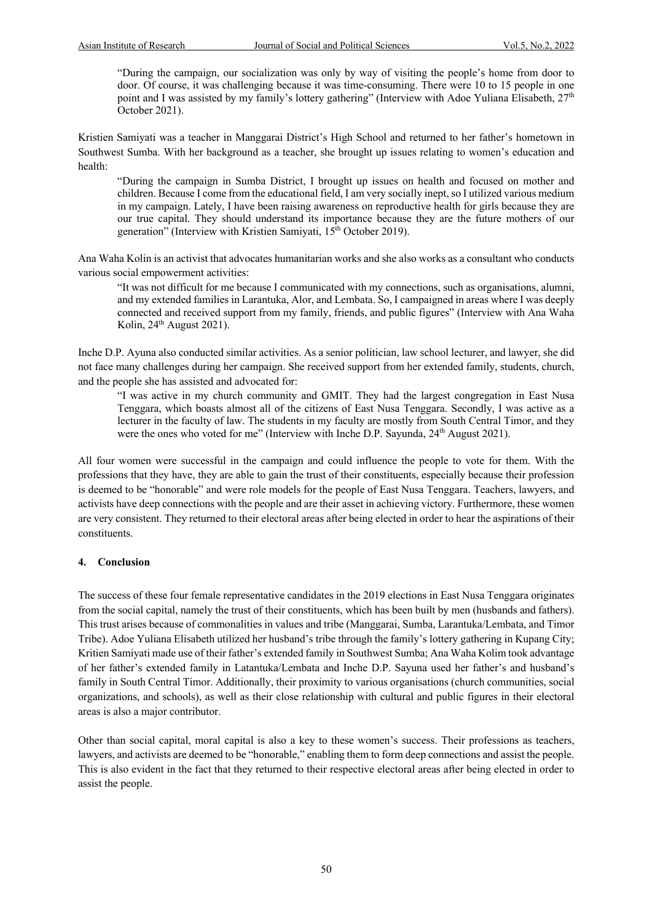> "During the campaign, our socialization was only by way of visiting the people's home from door to door. Of course, it was challenging because it was time-consuming. There were 10 to 15 people in one point and I was assisted by my family's lottery gathering" (Interview with Adoe Yuliana Elisabeth, 27th October 2021).

Kristien Samiyati was a teacher in Manggarai District's High School and returned to her father's hometown in Southwest Sumba. With her background as a teacher, she brought up issues relating to women's education and health:

> "During the campaign in Sumba District, I brought up issues on health and focused on mother and children. Because I come from the educational field, I am very socially inept, so I utilized various medium in my campaign. Lately, I have been raising awareness on reproductive health for girls because they are our true capital. They should understand its importance because they are the future mothers of our generation" (Interview with Kristien Samiyati, 15th October 2019).

Ana Waha Kolin is an activist that advocates humanitarian works and she also works as a consultant who conducts various social empowerment activities:

> "It was not difficult for me because I communicated with my connections, such as organisations, alumni, and my extended families in Larantuka, Alor, and Lembata. So, I campaigned in areas where I was deeply connected and received support from my family, friends, and public figures" (Interview with Ana Waha Kolin, 24th August 2021).

Inche D.P. Ayuna also conducted similar activities. As a senior politician, law school lecturer, and lawyer, she did not face many challenges during her campaign. She received support from her extended family, students, church, and the people she has assisted and advocated for:

> "I was active in my church community and GMIT. They had the largest congregation in East Nusa Tenggara, which boasts almost all of the citizens of East Nusa Tenggara. Secondly, I was active as a lecturer in the faculty of law. The students in my faculty are mostly from South Central Timor, and they were the ones who voted for me" (Interview with Inche D.P. Sayunda, 24th August 2021).

All four women were successful in the campaign and could influence the people to vote for them. With the professions that they have, they are able to gain the trust of their constituents, especially because their profession is deemed to be "honorable" and were role models for the people of East Nusa Tenggara. Teachers, lawyers, and activists have deep connections with the people and are their asset in achieving victory. Furthermore, these women are very consistent. They returned to their electoral areas after being elected in order to hear the aspirations of their constituents.

## 4. Conclusion

The success of these four female representative candidates in the 2019 elections in East Nusa Tenggara originates from the social capital, namely the trust of their constituents, which has been built by men (husbands and fathers). This trust arises because of commonalities in values and tribe (Manggarai, Sumba, Larantuka/Lembata, and Timor Tribe). Adoe Yuliana Elisabeth utilized her husband's tribe through the family's lottery gathering in Kupang City; Kritien Samiyati made use of their father's extended family in Southwest Sumba; Ana Waha Kolim took advantage of her father's extended family in Latantuka/Lembata and Inche D.P. Sayuna used her father's and husband's family in South Central Timor. Additionally, their proximity to various organisations (church communities, social organizations, and schools), as well as their close relationship with cultural and public figures in their electoral areas is also a major contributor.

Other than social capital, moral capital is also a key to these women's success. Their professions as teachers, lawyers, and activists are deemed to be "honorable," enabling them to form deep connections and assist the people. This is also evident in the fact that they returned to their respective electoral areas after being elected in order to assist the people.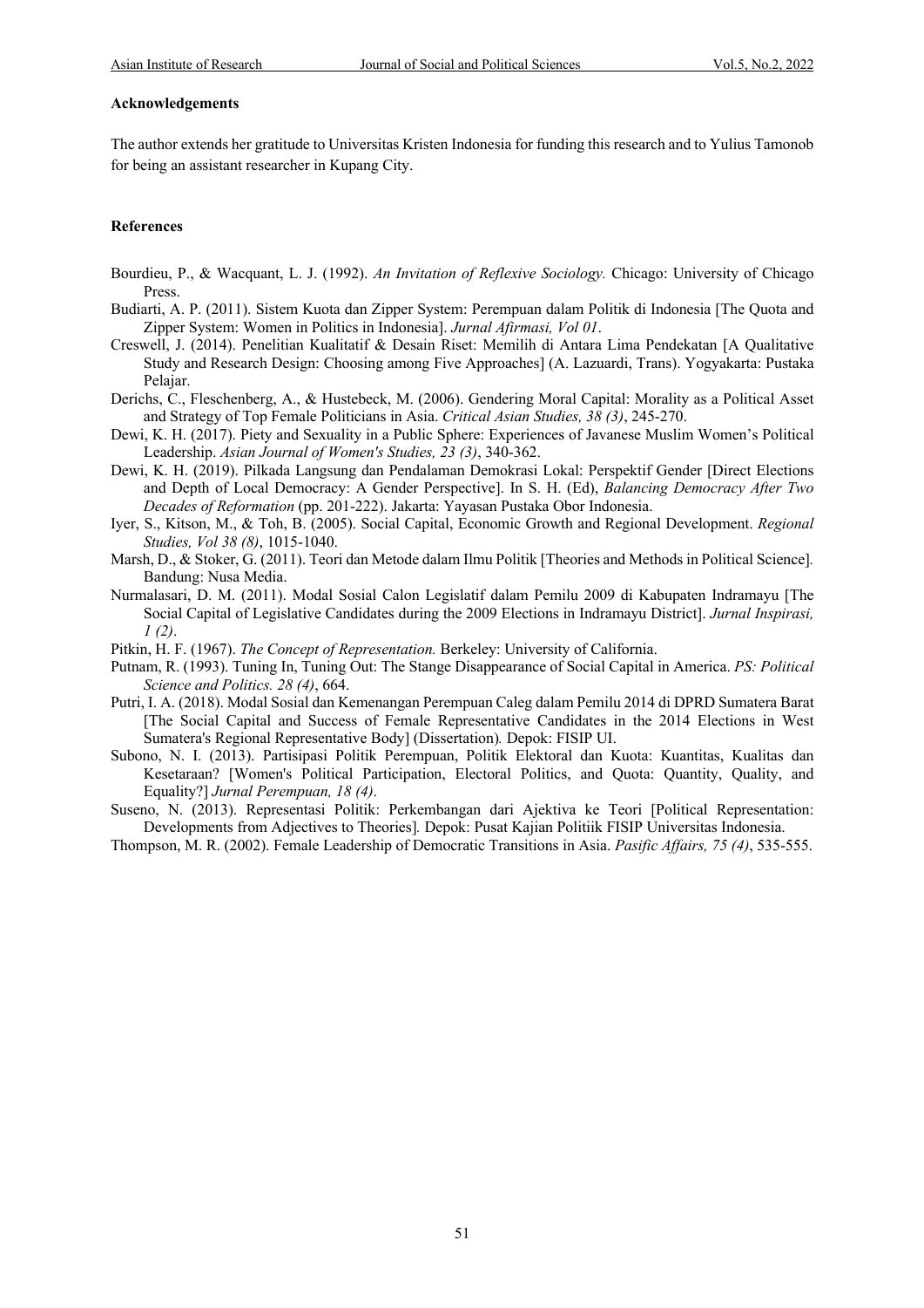#### Acknowledgements

The author extends her gratitude to Universitas Kristen Indonesia for funding this research and to Yulius Tamonob for being an assistant researcher in Kupang City.

#### References

Bourdieu, P., & Wacquant, L. J. (1992). *An Invitation of Reflexive Sociology.* Chicago: University of Chicago Press.

Budiarti, A. P. (2011). Sistem Kuota dan Zipper System: Perempuan dalam Politik di Indonesia [The Quota and Zipper System: Women in Politics in Indonesia]. *Jurnal Afirmasi, Vol 01*.

Creswell, J. (2014). Penelitian Kualitatif & Desain Riset: Memilih di Antara Lima Pendekatan [A Qualitative Study and Research Design: Choosing among Five Approaches] (A. Lazuardi, Trans). Yogyakarta: Pustaka Pelajar.

Derichs, C., Fleschenberg, A., & Hustebeck, M. (2006). Gendering Moral Capital: Morality as a Political Asset and Strategy of Top Female Politicians in Asia. *Critical Asian Studies, 38 (3)*, 245-270.

Dewi, K. H. (2017). Piety and Sexuality in a Public Sphere: Experiences of Javanese Muslim Women's Political Leadership. *Asian Journal of Women's Studies, 23 (3)*, 340-362.

Dewi, K. H. (2019). Pilkada Langsung dan Pendalaman Demokrasi Lokal: Perspektif Gender [Direct Elections and Depth of Local Democracy: A Gender Perspective]. In S. H. (Ed), *Balancing Democracy After Two Decades of Reformation* (pp. 201-222). Jakarta: Yayasan Pustaka Obor Indonesia.

Iyer, S., Kitson, M., & Toh, B. (2005). Social Capital, Economic Growth and Regional Development. *Regional Studies, Vol 38 (8)*, 1015-1040.

Marsh, D., & Stoker, G. (2011). Teori dan Metode dalam Ilmu Politik [Theories and Methods in Political Science]. Bandung: Nusa Media.

Nurmalasari, D. M. (2011). Modal Sosial Calon Legislatif dalam Pemilu 2009 di Kabupaten Indramayu [The Social Capital of Legislative Candidates during the 2009 Elections in Indramayu District]. *Jurnal Inspirasi, 1 (2)*.

Pitkin, H. F. (1967). *The Concept of Representation.* Berkeley: University of California.

Putnam, R. (1993). Tuning In, Tuning Out: The Stange Disappearance of Social Capital in America. *PS: Political Science and Politics. 28 (4)*, 664.

Putri, I. A. (2018). Modal Sosial dan Kemenangan Perempuan Caleg dalam Pemilu 2014 di DPRD Sumatera Barat [The Social Capital and Success of Female Representative Candidates in the 2014 Elections in West Sumatera's Regional Representative Body] (Dissertation). Depok: FISIP UI.

Subono, N. I. (2013). Partisipasi Politik Perempuan, Politik Elektoral dan Kuota: Kuantitas, Kualitas dan Kesetaraan? [Women's Political Participation, Electoral Politics, and Quota: Quantity, Quality, and Equality?] *Jurnal Perempuan, 18 (4)*.

Suseno, N. (2013). Representasi Politik: Perkembangan dari Ajektiva ke Teori [Political Representation: Developments from Adjectives to Theories]. Depok: Pusat Kajian Politiik FISIP Universitas Indonesia.

Thompson, M. R. (2002). Female Leadership of Democratic Transitions in Asia. *Pasific Affairs, 75 (4)*, 535-555.